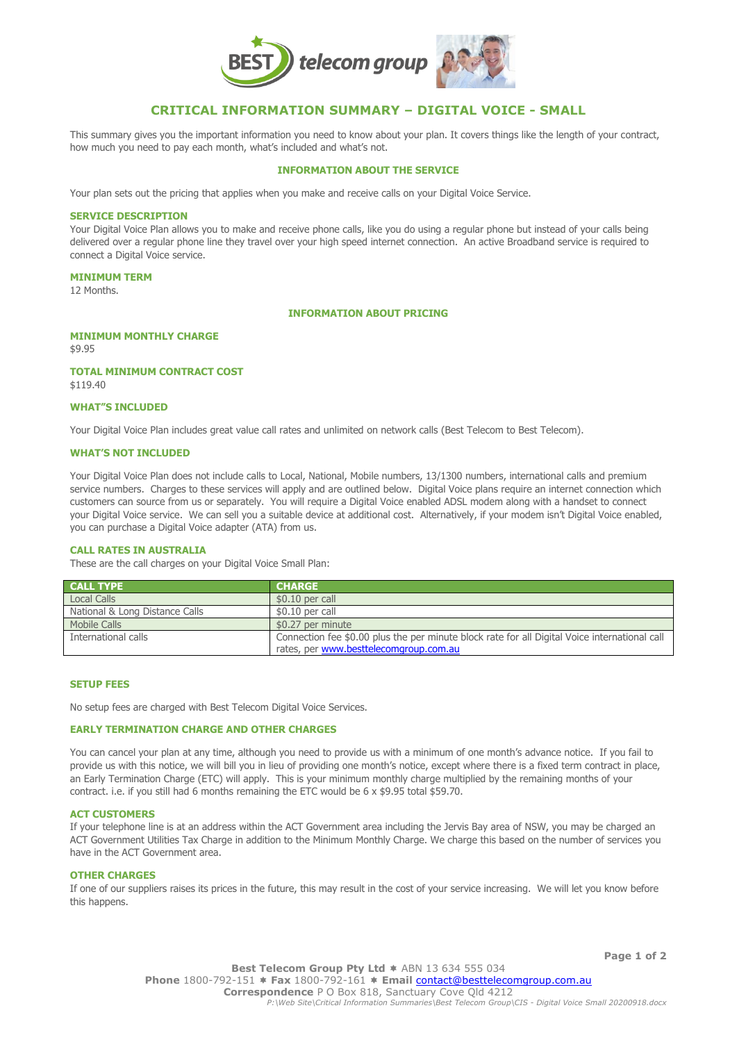# CRITICAL INFORMATION SUMMARY – DIGITAL VOICE - SMALL

This summary gives you the important information you need to know about your plan. It covers things like the length of your contract, how much you need to pay each month, what's included and what's not.

## INFORMATION ABOUT THE SERVICE

Your plan sets out the pricing that applies when you make and receive calls on your Digital Voice Service.

### SERVICE DESCRIPTION

Your Digital Voice Plan allows you to make and receive phone calls, like you do using a regular phone but instead of your calls being delivered over a regular phone line they travel over your high speed internet connection. An active Broadband service is required to connect a Digital Voice service.

### MINIMUM TERM

12 Months.

## INFORMATION ABOUT PRICING

### MINIMUM MONTHLY CHARGE

$9.95

### TOTAL MINIMUM CONTRACT COST

$119.40

### WHAT"S INCLUDED

Your Digital Voice Plan includes great value call rates and unlimited on network calls (Best Telecom to Best Telecom).

### WHAT'S NOT INCLUDED

Your Digital Voice Plan does not include calls to Local, National, Mobile numbers, 13/1300 numbers, international calls and premium service numbers. Charges to these services will apply and are outlined below. Digital Voice plans require an internet connection which customers can source from us or separately. You will require a Digital Voice enabled ADSL modem along with a handset to connect your Digital Voice service. We can sell you a suitable device at additional cost. Alternatively, if your modem isn't Digital Voice enabled, you can purchase a Digital Voice adapter (ATA) from us.

### CALL RATES IN AUSTRALIA

These are the call charges on your Digital Voice Small Plan:

| CALL TYPE | CHARGE |
|---|---|
| Local Calls | $0.10 per call |
| National & Long Distance Calls | $0.10 per call |
| Mobile Calls | $0.27 per minute |
| International calls | Connection fee $0.00 plus the per minute block rate for all Digital Voice international call rates, per www.besttelecomgroup.com.au |

### SETUP FEES

No setup fees are charged with Best Telecom Digital Voice Services.

### EARLY TERMINATION CHARGE AND OTHER CHARGES

You can cancel your plan at any time, although you need to provide us with a minimum of one month's advance notice. If you fail to provide us with this notice, we will bill you in lieu of providing one month's notice, except where there is a fixed term contract in place, an Early Termination Charge (ETC) will apply. This is your minimum monthly charge multiplied by the remaining months of your contract. i.e. if you still had 6 months remaining the ETC would be 6 x $9.95 total $59.70.

### ACT CUSTOMERS

If your telephone line is at an address within the ACT Government area including the Jervis Bay area of NSW, you may be charged an ACT Government Utilities Tax Charge in addition to the Minimum Monthly Charge. We charge this based on the number of services you have in the ACT Government area.

### OTHER CHARGES

If one of our suppliers raises its prices in the future, this may result in the cost of your service increasing. We will let you know before this happens.

**Best Telecom Group Pty Ltd** ✱ ABN 13 634 555 034
**Phone** 1800-792-151 ✱ **Fax** 1800-792-161 ✱ **Email** contact@besttelecomgroup.com.au
**Correspondence** P O Box 818, Sanctuary Cove Qld 4212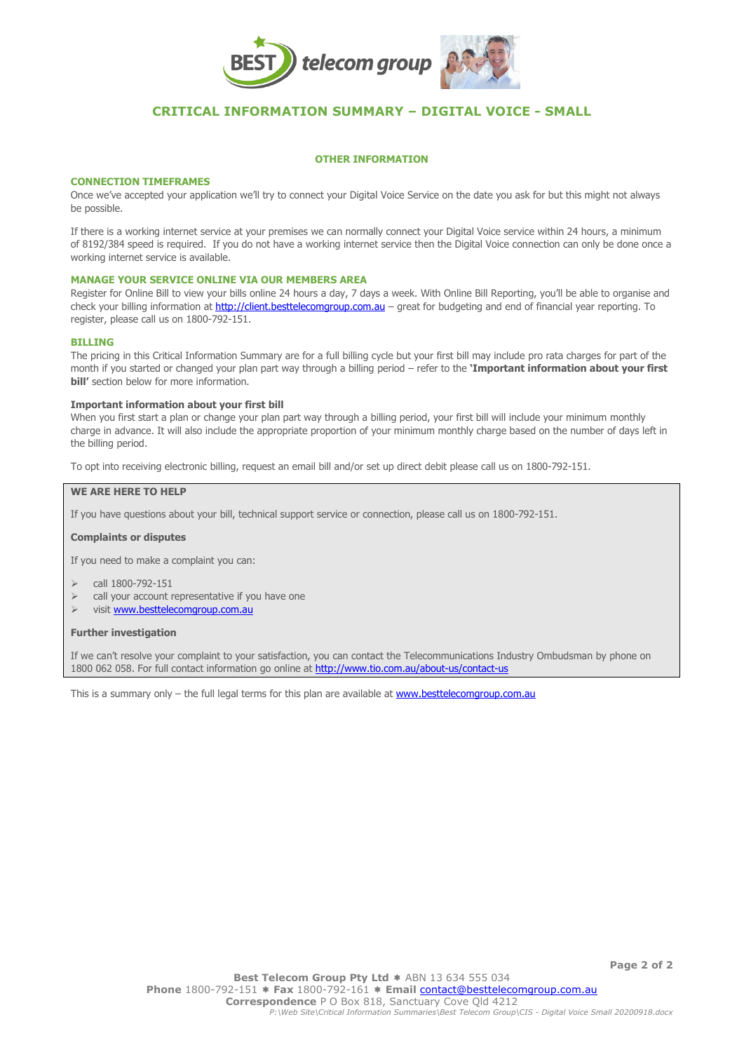# CRITICAL INFORMATION SUMMARY – DIGITAL VOICE - SMALL

## OTHER INFORMATION

### CONNECTION TIMEFRAMES

Once we've accepted your application we'll try to connect your Digital Voice Service on the date you ask for but this might not always be possible.

If there is a working internet service at your premises we can normally connect your Digital Voice service within 24 hours, a minimum of 8192/384 speed is required. If you do not have a working internet service then the Digital Voice connection can only be done once a working internet service is available.

### MANAGE YOUR SERVICE ONLINE VIA OUR MEMBERS AREA

Register for Online Bill to view your bills online 24 hours a day, 7 days a week. With Online Bill Reporting, you'll be able to organise and check your billing information at http://client.besttelecomgroup.com.au – great for budgeting and end of financial year reporting. To register, please call us on 1800-792-151.

### BILLING

The pricing in this Critical Information Summary are for a full billing cycle but your first bill may include pro rata charges for part of the month if you started or changed your plan part way through a billing period – refer to the **'Important information about your first bill'** section below for more information.

**Important information about your first bill**

When you first start a plan or change your plan part way through a billing period, your first bill will include your minimum monthly charge in advance. It will also include the appropriate proportion of your minimum monthly charge based on the number of days left in the billing period.

To opt into receiving electronic billing, request an email bill and/or set up direct debit please call us on 1800-792-151.

**WE ARE HERE TO HELP**

If you have questions about your bill, technical support service or connection, please call us on 1800-792-151.

**Complaints or disputes**

If you need to make a complaint you can:

- call 1800-792-151
- call your account representative if you have one
- visit www.besttelecomgroup.com.au

**Further investigation**

If we can't resolve your complaint to your satisfaction, you can contact the Telecommunications Industry Ombudsman by phone on 1800 062 058. For full contact information go online at http://www.tio.com.au/about-us/contact-us

This is a summary only – the full legal terms for this plan are available at www.besttelecomgroup.com.au

**Best Telecom Group Pty Ltd** ✱ ABN 13 634 555 034
**Phone** 1800-792-151 ✱ **Fax** 1800-792-161 ✱ **Email** contact@besttelecomgroup.com.au
**Correspondence** P O Box 818, Sanctuary Cove Qld 4212